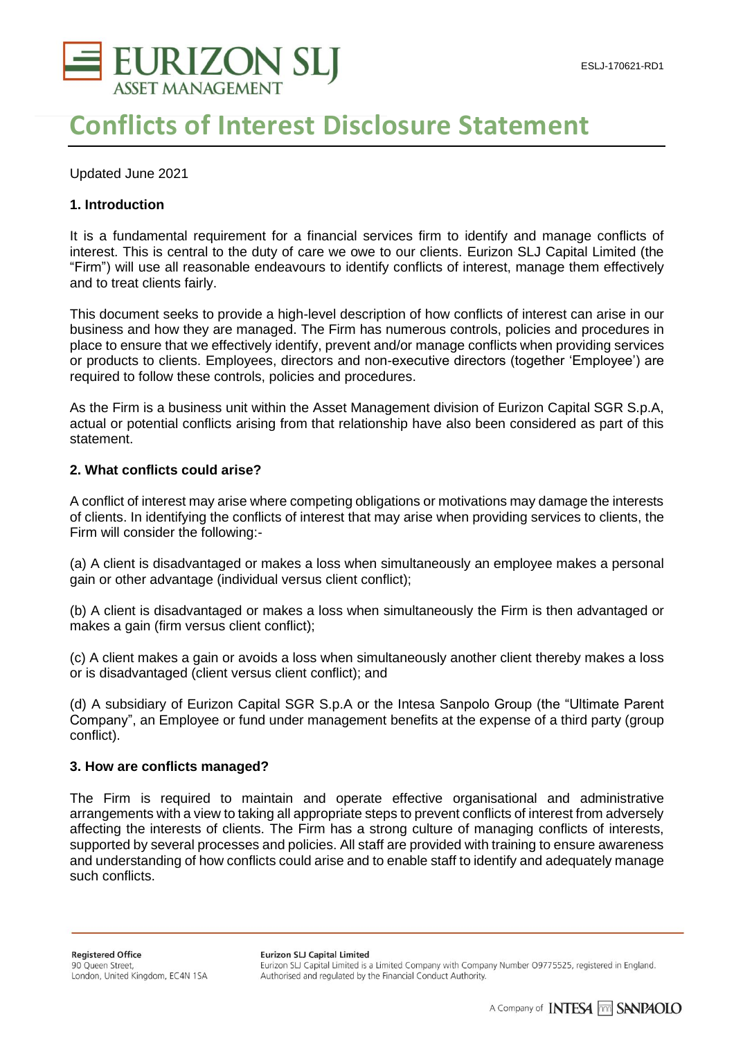ESLJ-170621-RD1

# Conflicts of Interest Disclosure Statement

Updated June 2021

## 1. Introduction

It is a fundamental requirement for a financial services firm to identify and manage conflicts of interest. This is central to the duty of care we owe to our clients. Eurizon SLJ Capital Limited (the "Firm") will use all reasonable endeavours to identify conflicts of interest, manage them effectively and to treat clients fairly.

This document seeks to provide a high-level description of how conflicts of interest can arise in our business and how they are managed. The Firm has numerous controls, policies and procedures in place to ensure that we effectively identify, prevent and/or manage conflicts when providing services or products to clients. Employees, directors and non-executive directors (together 'Employee') are required to follow these controls, policies and procedures.

As the Firm is a business unit within the Asset Management division of Eurizon Capital SGR S.p.A, actual or potential conflicts arising from that relationship have also been considered as part of this statement.

## 2. What conflicts could arise?

A conflict of interest may arise where competing obligations or motivations may damage the interests of clients. In identifying the conflicts of interest that may arise when providing services to clients, the Firm will consider the following:-

(a) A client is disadvantaged or makes a loss when simultaneously an employee makes a personal gain or other advantage (individual versus client conflict);

(b) A client is disadvantaged or makes a loss when simultaneously the Firm is then advantaged or makes a gain (firm versus client conflict);

(c) A client makes a gain or avoids a loss when simultaneously another client thereby makes a loss or is disadvantaged (client versus client conflict); and

(d) A subsidiary of Eurizon Capital SGR S.p.A or the Intesa Sanpolo Group (the "Ultimate Parent Company", an Employee or fund under management benefits at the expense of a third party (group conflict).

## 3. How are conflicts managed?

The Firm is required to maintain and operate effective organisational and administrative arrangements with a view to taking all appropriate steps to prevent conflicts of interest from adversely affecting the interests of clients. The Firm has a strong culture of managing conflicts of interests, supported by several processes and policies. All staff are provided with training to ensure awareness and understanding of how conflicts could arise and to enable staff to identify and adequately manage such conflicts.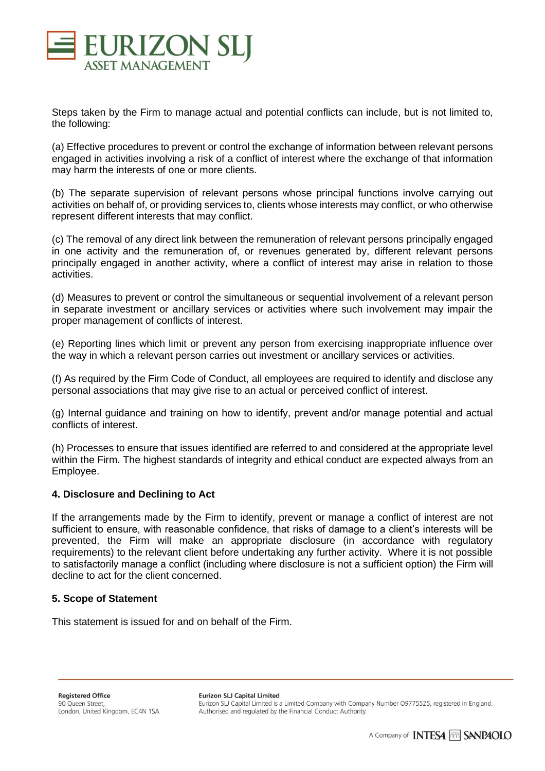Steps taken by the Firm to manage actual and potential conflicts can include, but is not limited to, the following:

(a) Effective procedures to prevent or control the exchange of information between relevant persons engaged in activities involving a risk of a conflict of interest where the exchange of that information may harm the interests of one or more clients.

(b) The separate supervision of relevant persons whose principal functions involve carrying out activities on behalf of, or providing services to, clients whose interests may conflict, or who otherwise represent different interests that may conflict.

(c) The removal of any direct link between the remuneration of relevant persons principally engaged in one activity and the remuneration of, or revenues generated by, different relevant persons principally engaged in another activity, where a conflict of interest may arise in relation to those activities.

(d) Measures to prevent or control the simultaneous or sequential involvement of a relevant person in separate investment or ancillary services or activities where such involvement may impair the proper management of conflicts of interest.

(e) Reporting lines which limit or prevent any person from exercising inappropriate influence over the way in which a relevant person carries out investment or ancillary services or activities.

(f) As required by the Firm Code of Conduct, all employees are required to identify and disclose any personal associations that may give rise to an actual or perceived conflict of interest.

(g) Internal guidance and training on how to identify, prevent and/or manage potential and actual conflicts of interest.

(h) Processes to ensure that issues identified are referred to and considered at the appropriate level within the Firm. The highest standards of integrity and ethical conduct are expected always from an Employee.

**4. Disclosure and Declining to Act**

If the arrangements made by the Firm to identify, prevent or manage a conflict of interest are not sufficient to ensure, with reasonable confidence, that risks of damage to a client's interests will be prevented, the Firm will make an appropriate disclosure (in accordance with regulatory requirements) to the relevant client before undertaking any further activity. Where it is not possible to satisfactorily manage a conflict (including where disclosure is not a sufficient option) the Firm will decline to act for the client concerned.

**5. Scope of Statement**

This statement is issued for and on behalf of the Firm.